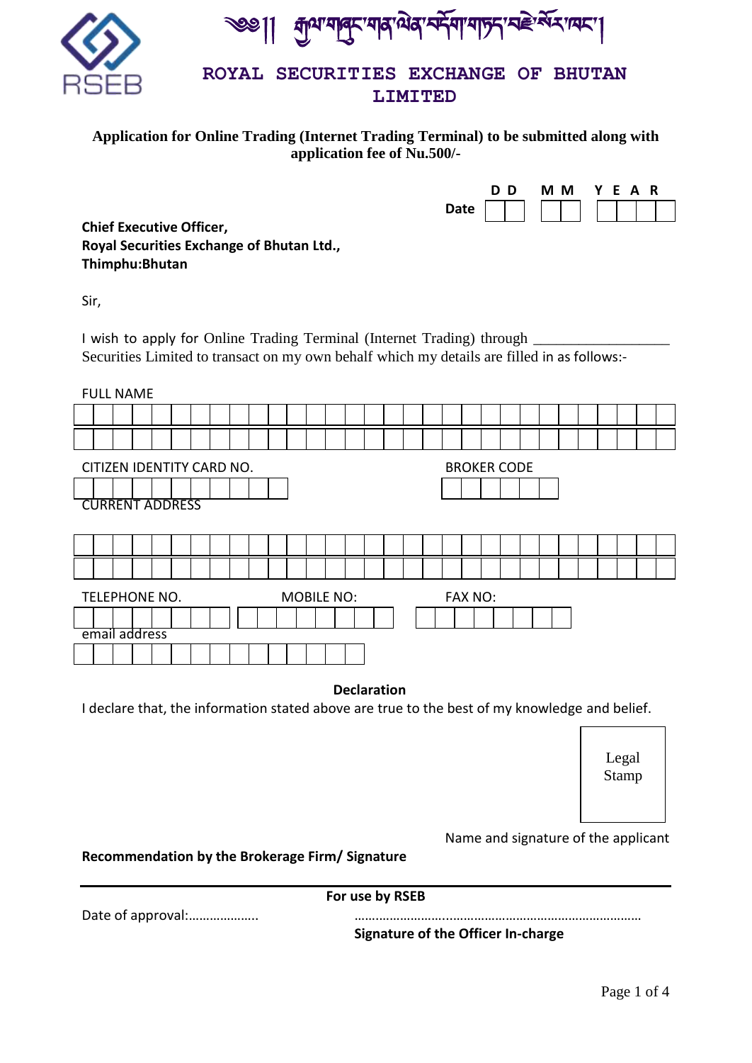༄༅།། རྒྱལ་གཞུང་གནའ་ཡིན་བརྡོག་གཏད་བརྗེ་སོར་ཁང་།

# ROYAL SECURITIES EXCHANGE OF BHUTAN LIMITED

**Application for Online Trading (Internet Trading Terminal) to be submitted along with application fee of Nu.500/-**

**Date** DD MM YEAR

**Chief Executive Officer,**
**Royal Securities Exchange of Bhutan Ltd.,**
**Thimphu:Bhutan**

Sir,

I wish to apply for Online Trading Terminal (Internet Trading) through __________________ Securities Limited to transact on my own behalf which my details are filled in as follows:-

FULL NAME

CITIZEN IDENTITY CARD NO.

BROKER CODE

CURRENT ADDRESS

TELEPHONE NO.

MOBILE NO:

FAX NO:

email address

**Declaration**

I declare that, the information stated above are true to the best of my knowledge and belief.

Legal Stamp

Name and signature of the applicant

**Recommendation by the Brokerage Firm/ Signature**

---

**For use by RSEB**

Date of approval:………………..

…………………………………………………………………………

**Signature of the Officer In-charge**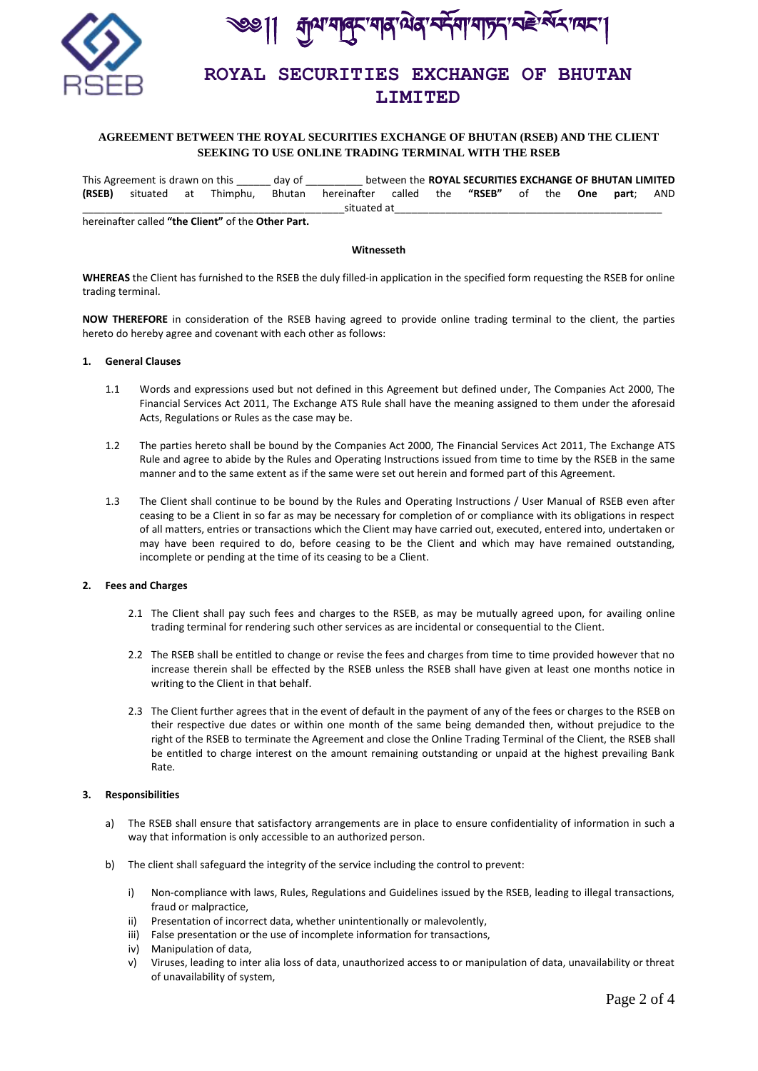༄༅།། རྒྱལ་གཞུང་གཞན་ཡིན་བརྫོག་གཏད་བརྗེ་སོར་ཁང་།

# ROYAL SECURITIES EXCHANGE OF BHUTAN LIMITED

**AGREEMENT BETWEEN THE ROYAL SECURITIES EXCHANGE OF BHUTAN (RSEB) AND THE CLIENT SEEKING TO USE ONLINE TRADING TERMINAL WITH THE RSEB**

This Agreement is drawn on this ______ day of __________ between the **ROYAL SECURITIES EXCHANGE OF BHUTAN LIMITED (RSEB)** situated at Thimphu, Bhutan hereinafter called the **"RSEB"** of the **One part**; AND ______________________________________________situated at_______________________________________________ hereinafter called **"the Client"** of the **Other Part.**

**Witnesseth**

**WHEREAS** the Client has furnished to the RSEB the duly filled-in application in the specified form requesting the RSEB for online trading terminal.

**NOW THEREFORE** in consideration of the RSEB having agreed to provide online trading terminal to the client, the parties hereto do hereby agree and covenant with each other as follows:

**1. General Clauses**

1.1 Words and expressions used but not defined in this Agreement but defined under, The Companies Act 2000, The Financial Services Act 2011, The Exchange ATS Rule shall have the meaning assigned to them under the aforesaid Acts, Regulations or Rules as the case may be.

1.2 The parties hereto shall be bound by the Companies Act 2000, The Financial Services Act 2011, The Exchange ATS Rule and agree to abide by the Rules and Operating Instructions issued from time to time by the RSEB in the same manner and to the same extent as if the same were set out herein and formed part of this Agreement.

1.3 The Client shall continue to be bound by the Rules and Operating Instructions / User Manual of RSEB even after ceasing to be a Client in so far as may be necessary for completion of or compliance with its obligations in respect of all matters, entries or transactions which the Client may have carried out, executed, entered into, undertaken or may have been required to do, before ceasing to be the Client and which may have remained outstanding, incomplete or pending at the time of its ceasing to be a Client.

**2. Fees and Charges**

2.1 The Client shall pay such fees and charges to the RSEB, as may be mutually agreed upon, for availing online trading terminal for rendering such other services as are incidental or consequential to the Client.

2.2 The RSEB shall be entitled to change or revise the fees and charges from time to time provided however that no increase therein shall be effected by the RSEB unless the RSEB shall have given at least one months notice in writing to the Client in that behalf.

2.3 The Client further agrees that in the event of default in the payment of any of the fees or charges to the RSEB on their respective due dates or within one month of the same being demanded then, without prejudice to the right of the RSEB to terminate the Agreement and close the Online Trading Terminal of the Client, the RSEB shall be entitled to charge interest on the amount remaining outstanding or unpaid at the highest prevailing Bank Rate.

**3. Responsibilities**

a) The RSEB shall ensure that satisfactory arrangements are in place to ensure confidentiality of information in such a way that information is only accessible to an authorized person.

b) The client shall safeguard the integrity of the service including the control to prevent:

   i) Non-compliance with laws, Rules, Regulations and Guidelines issued by the RSEB, leading to illegal transactions, fraud or malpractice,
   ii) Presentation of incorrect data, whether unintentionally or malevolently,
   iii) False presentation or the use of incomplete information for transactions,
   iv) Manipulation of data,
   v) Viruses, leading to inter alia loss of data, unauthorized access to or manipulation of data, unavailability or threat of unavailability of system,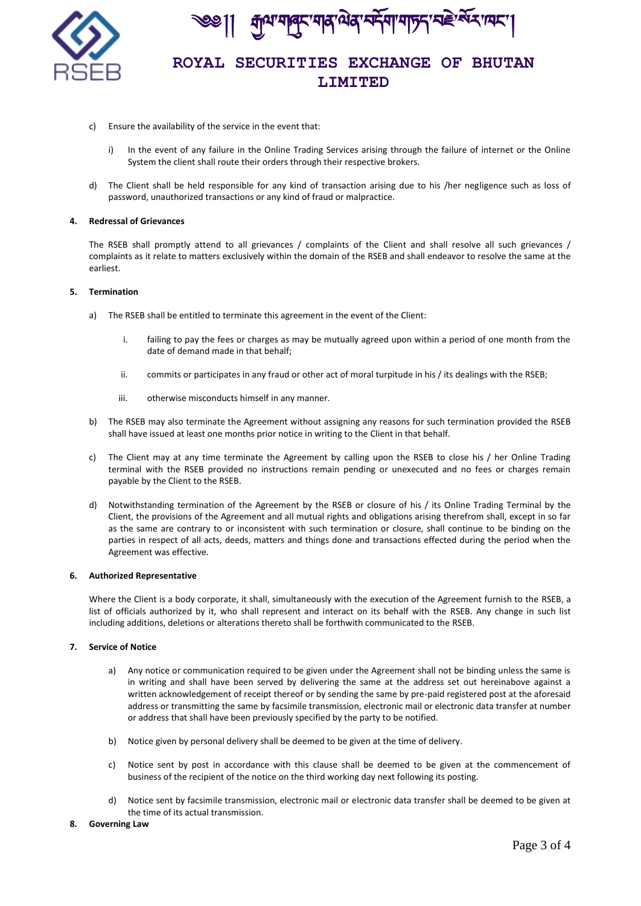c) Ensure the availability of the service in the event that:

   i) In the event of any failure in the Online Trading Services arising through the failure of internet or the Online System the client shall route their orders through their respective brokers.

d) The Client shall be held responsible for any kind of transaction arising due to his /her negligence such as loss of password, unauthorized transactions or any kind of fraud or malpractice.

**4. Redressal of Grievances**

The RSEB shall promptly attend to all grievances / complaints of the Client and shall resolve all such grievances / complaints as it relate to matters exclusively within the domain of the RSEB and shall endeavor to resolve the same at the earliest.

**5. Termination**

a) The RSEB shall be entitled to terminate this agreement in the event of the Client:

   i. failing to pay the fees or charges as may be mutually agreed upon within a period of one month from the date of demand made in that behalf;

   ii. commits or participates in any fraud or other act of moral turpitude in his / its dealings with the RSEB;

   iii. otherwise misconducts himself in any manner.

b) The RSEB may also terminate the Agreement without assigning any reasons for such termination provided the RSEB shall have issued at least one months prior notice in writing to the Client in that behalf.

c) The Client may at any time terminate the Agreement by calling upon the RSEB to close his / her Online Trading terminal with the RSEB provided no instructions remain pending or unexecuted and no fees or charges remain payable by the Client to the RSEB.

d) Notwithstanding termination of the Agreement by the RSEB or closure of his / its Online Trading Terminal by the Client, the provisions of the Agreement and all mutual rights and obligations arising therefrom shall, except in so far as the same are contrary to or inconsistent with such termination or closure, shall continue to be binding on the parties in respect of all acts, deeds, matters and things done and transactions effected during the period when the Agreement was effective.

**6. Authorized Representative**

Where the Client is a body corporate, it shall, simultaneously with the execution of the Agreement furnish to the RSEB, a list of officials authorized by it, who shall represent and interact on its behalf with the RSEB. Any change in such list including additions, deletions or alterations thereto shall be forthwith communicated to the RSEB.

**7. Service of Notice**

a) Any notice or communication required to be given under the Agreement shall not be binding unless the same is in writing and shall have been served by delivering the same at the address set out hereinabove against a written acknowledgement of receipt thereof or by sending the same by pre-paid registered post at the aforesaid address or transmitting the same by facsimile transmission, electronic mail or electronic data transfer at number or address that shall have been previously specified by the party to be notified.

b) Notice given by personal delivery shall be deemed to be given at the time of delivery.

c) Notice sent by post in accordance with this clause shall be deemed to be given at the commencement of business of the recipient of the notice on the third working day next following its posting.

d) Notice sent by facsimile transmission, electronic mail or electronic data transfer shall be deemed to be given at the time of its actual transmission.

**8. Governing Law**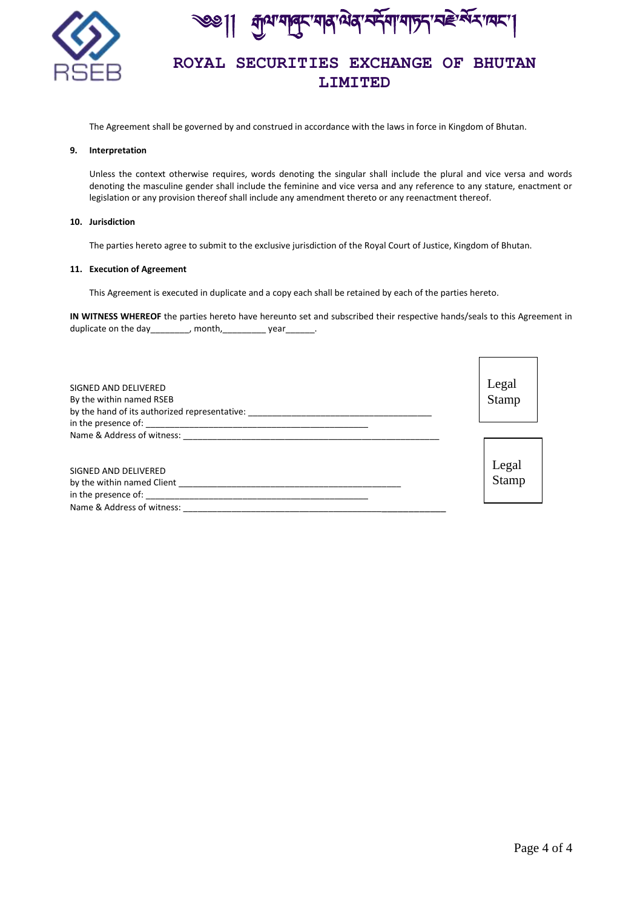The Agreement shall be governed by and construed in accordance with the laws in force in Kingdom of Bhutan.

**9. Interpretation**

Unless the context otherwise requires, words denoting the singular shall include the plural and vice versa and words denoting the masculine gender shall include the feminine and vice versa and any reference to any stature, enactment or legislation or any provision thereof shall include any amendment thereto or any reenactment thereof.

**10. Jurisdiction**

The parties hereto agree to submit to the exclusive jurisdiction of the Royal Court of Justice, Kingdom of Bhutan.

**11. Execution of Agreement**

This Agreement is executed in duplicate and a copy each shall be retained by each of the parties hereto.

**IN WITNESS WHEREOF** the parties hereto have hereunto set and subscribed their respective hands/seals to this Agreement in duplicate on the day________, month,_________ year______.

SIGNED AND DELIVERED
By the within named RSEB
by the hand of its authorized representative: _____________________________________
in the presence of: _____________________________________________
Name & Address of witness: ____________________________________________________

Legal Stamp

SIGNED AND DELIVERED
by the within named Client _____________________________________________
in the presence of: _____________________________________________
Name & Address of witness: _____________________________________________________

Legal Stamp